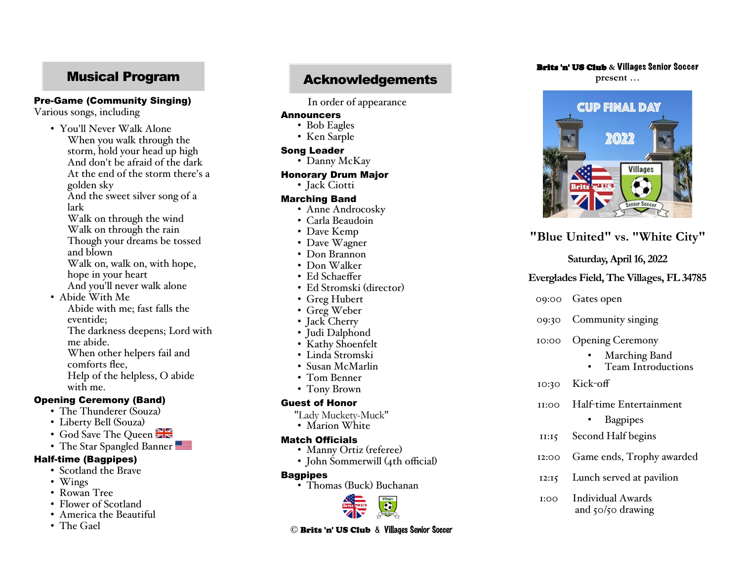## Musical Program

**Pre-Game (Community Singing)**
Various songs, including

- You'll Never Walk Alone
  When you walk through the storm, hold your head up high
  And don't be afraid of the dark
  At the end of the storm there's a golden sky
  And the sweet silver song of a lark
  Walk on through the wind
  Walk on through the rain
  Though your dreams be tossed and blown
  Walk on, walk on, with hope, hope in your heart
  And you'll never walk alone
- Abide With Me
  Abide with me; fast falls the eventide;
  The darkness deepens; Lord with me abide.
  When other helpers fail and comforts flee,
  Help of the helpless, O abide with me.

**Opening Ceremony (Band)**

- The Thunderer (Souza)
- Liberty Bell (Souza)
- God Save The Queen
- The Star Spangled Banner

**Half-time (Bagpipes)**

- Scotland the Brave
- Wings
- Rowan Tree
- Flower of Scotland
- America the Beautiful
- The Gael

## Acknowledgements

In order of appearance

**Announcers**

- Bob Eagles
- Ken Sarple

**Song Leader**

- Danny McKay

**Honorary Drum Major**

- Jack Ciotti

**Marching Band**

- Anne Androcosky
- Carla Beaudoin
- Dave Kemp
- Dave Wagner
- Don Brannon
- Don Walker
- Ed Schaeffer
- Ed Stromski (director)
- Greg Hubert
- Greg Weber
- Jack Cherry
- Judi Dalphond
- Kathy Shoenfelt
- Linda Stromski
- Susan McMarlin
- Tom Benner
- Tony Brown

**Guest of Honor**
"Lady Muckety-Muck"

- Marion White

**Match Officials**

- Manny Ortiz (referee)
- John Sommerwill (4th official)

**Bagpipes**

- Thomas (Buck) Buchanan

© Brits 'n' US Club & Villages Senior Soccer

**Brits 'n' US Club** & **Villages Senior Soccer**
present …

CUP FINAL DAY 2022

## "Blue United" vs. "White City"

**Saturday, April 16, 2022**

**Everglades Field, The Villages, FL 34785**

| | |
|---|---|
| 09:00 | Gates open |
| 09:30 | Community singing |
| 10:00 | Opening Ceremony<br>• Marching Band<br>• Team Introductions |
| 10:30 | Kick-off |
| 11:00 | Half-time Entertainment<br>• Bagpipes |
| 11:15 | Second Half begins |
| 12:00 | Game ends, Trophy awarded |
| 12:15 | Lunch served at pavilion |
| 1:00 | Individual Awards and 50/50 drawing |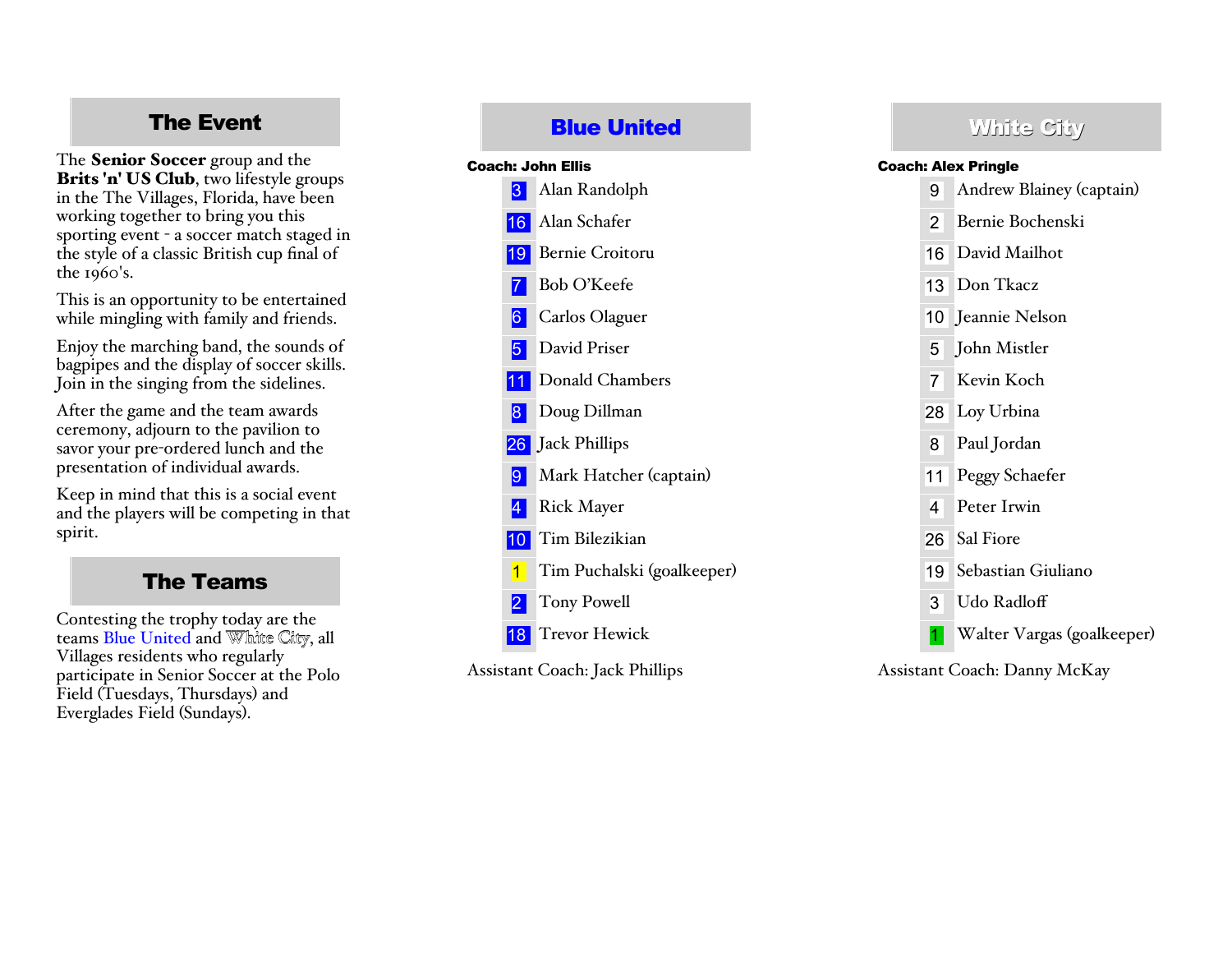## The Event

The **Senior Soccer** group and the **Brits 'n' US Club**, two lifestyle groups in the The Villages, Florida, have been working together to bring you this sporting event - a soccer match staged in the style of a classic British cup final of the 1960's.

This is an opportunity to be entertained while mingling with family and friends.

Enjoy the marching band, the sounds of bagpipes and the display of soccer skills. Join in the singing from the sidelines.

After the game and the team awards ceremony, adjourn to the pavilion to savor your pre-ordered lunch and the presentation of individual awards.

Keep in mind that this is a social event and the players will be competing in that spirit.

## The Teams

Contesting the trophy today are the teams Blue United and White City, all Villages residents who regularly participate in Senior Soccer at the Polo Field (Tuesdays, Thursdays) and Everglades Field (Sundays).

## Blue United

**Coach: John Ellis**

| | |
|---|---|
| 3 | Alan Randolph |
| 16 | Alan Schafer |
| 19 | Bernie Croitoru |
| 7 | Bob O'Keefe |
| 6 | Carlos Olaguer |
| 5 | David Priser |
| 11 | Donald Chambers |
| 8 | Doug Dillman |
| 26 | Jack Phillips |
| 9 | Mark Hatcher (captain) |
| 4 | Rick Mayer |
| 10 | Tim Bilezikian |
| 1 | Tim Puchalski (goalkeeper) |
| 2 | Tony Powell |
| 18 | Trevor Hewick |

Assistant Coach: Jack Phillips

## White City

**Coach: Alex Pringle**

| | |
|---|---|
| 9 | Andrew Blainey (captain) |
| 2 | Bernie Bochenski |
| 16 | David Mailhot |
| 13 | Don Tkacz |
| 10 | Jeannie Nelson |
| 5 | John Mistler |
| 7 | Kevin Koch |
| 28 | Loy Urbina |
| 8 | Paul Jordan |
| 11 | Peggy Schaefer |
| 4 | Peter Irwin |
| 26 | Sal Fiore |
| 19 | Sebastian Giuliano |
| 3 | Udo Radloff |
| 1 | Walter Vargas (goalkeeper) |

Assistant Coach: Danny McKay